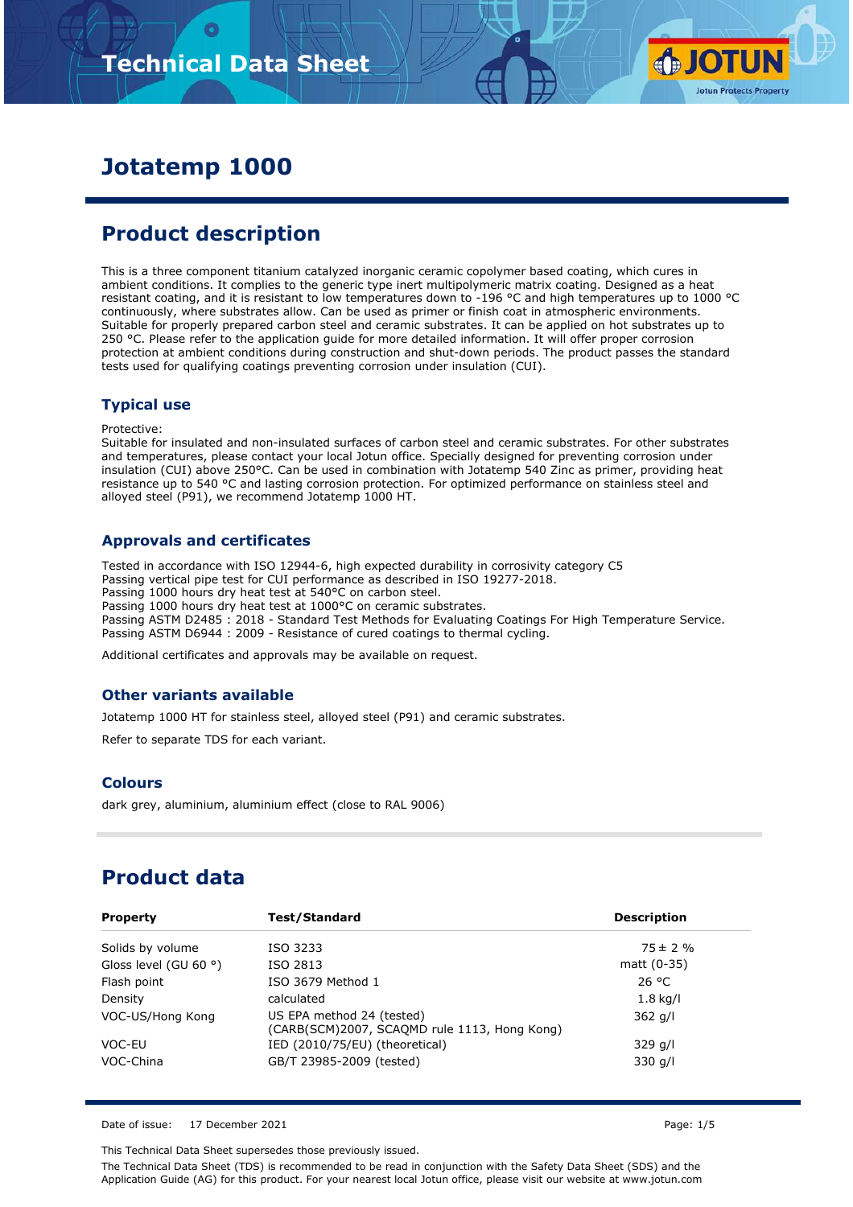# Technical Data Sheet

# Jotatemp 1000

## Product description

This is a three component titanium catalyzed inorganic ceramic copolymer based coating, which cures in ambient conditions. It complies to the generic type inert multipolymeric matrix coating. Designed as a heat resistant coating, and it is resistant to low temperatures down to -196 °C and high temperatures up to 1000 °C continuously, where substrates allow. Can be used as primer or finish coat in atmospheric environments. Suitable for properly prepared carbon steel and ceramic substrates. It can be applied on hot substrates up to 250 °C. Please refer to the application guide for more detailed information. It will offer proper corrosion protection at ambient conditions during construction and shut-down periods. The product passes the standard tests used for qualifying coatings preventing corrosion under insulation (CUI).

### Typical use

Protective:
Suitable for insulated and non-insulated surfaces of carbon steel and ceramic substrates. For other substrates and temperatures, please contact your local Jotun office. Specially designed for preventing corrosion under insulation (CUI) above 250°C. Can be used in combination with Jotatemp 540 Zinc as primer, providing heat resistance up to 540 °C and lasting corrosion protection. For optimized performance on stainless steel and alloyed steel (P91), we recommend Jotatemp 1000 HT.

### Approvals and certificates

Tested in accordance with ISO 12944-6, high expected durability in corrosivity category C5
Passing vertical pipe test for CUI performance as described in ISO 19277-2018.
Passing 1000 hours dry heat test at 540°C on carbon steel.
Passing 1000 hours dry heat test at 1000°C on ceramic substrates.
Passing ASTM D2485 : 2018 - Standard Test Methods for Evaluating Coatings For High Temperature Service.
Passing ASTM D6944 : 2009 - Resistance of cured coatings to thermal cycling.

Additional certificates and approvals may be available on request.

### Other variants available

Jotatemp 1000 HT for stainless steel, alloyed steel (P91) and ceramic substrates.

Refer to separate TDS for each variant.

### Colours

dark grey, aluminium, aluminium effect (close to RAL 9006)

## Product data

| Property | Test/Standard | Description |
|---|---|---|
| Solids by volume | ISO 3233 | 75 ± 2 % |
| Gloss level (GU 60 °) | ISO 2813 | matt (0-35) |
| Flash point | ISO 3679 Method 1 | 26 °C |
| Density | calculated | 1.8 kg/l |
| VOC-US/Hong Kong | US EPA method 24 (tested) (CARB(SCM)2007, SCAQMD rule 1113, Hong Kong) | 362 g/l |
| VOC-EU | IED (2010/75/EU) (theoretical) | 329 g/l |
| VOC-China | GB/T 23985-2009 (tested) | 330 g/l |

Date of issue: 17 December 2021

This Technical Data Sheet supersedes those previously issued.

The Technical Data Sheet (TDS) is recommended to be read in conjunction with the Safety Data Sheet (SDS) and the Application Guide (AG) for this product. For your nearest local Jotun office, please visit our website at www.jotun.com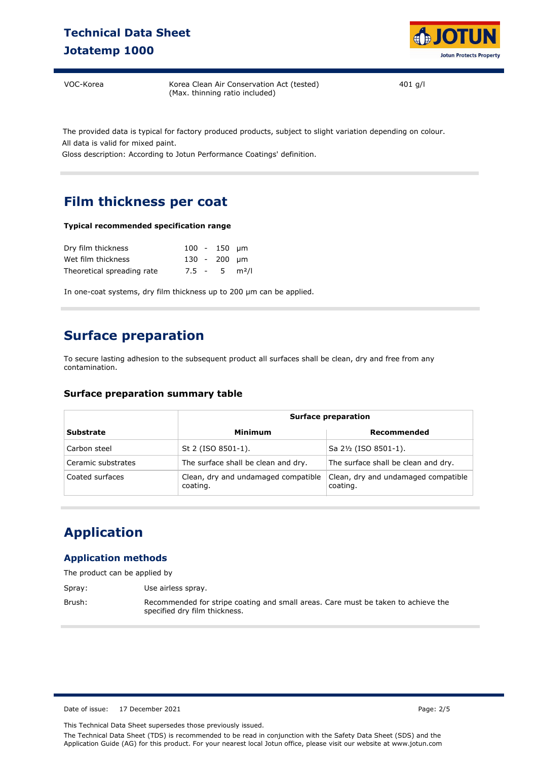| VOC-Korea | Korea Clean Air Conservation Act (tested) (Max. thinning ratio included) | 401 g/l |
|---|---|---|

The provided data is typical for factory produced products, subject to slight variation depending on colour.
All data is valid for mixed paint.
Gloss description: According to Jotun Performance Coatings' definition.

## Film thickness per coat

**Typical recommended specification range**

| | | | | |
|---|---|---|---|---|
| Dry film thickness | 100 | - | 150 | μm |
| Wet film thickness | 130 | - | 200 | μm |
| Theoretical spreading rate | 7.5 | - | 5 | m²/l |

In one-coat systems, dry film thickness up to 200 μm can be applied.

## Surface preparation

To secure lasting adhesion to the subsequent product all surfaces shall be clean, dry and free from any contamination.

### Surface preparation summary table

| | Surface preparation | |
|---|---|---|
| **Substrate** | **Minimum** | **Recommended** |
| Carbon steel | St 2 (ISO 8501-1). | Sa 2½ (ISO 8501-1). |
| Ceramic substrates | The surface shall be clean and dry. | The surface shall be clean and dry. |
| Coated surfaces | Clean, dry and undamaged compatible coating. | Clean, dry and undamaged compatible coating. |

## Application

### Application methods

The product can be applied by

Spray: Use airless spray.

Brush: Recommended for stripe coating and small areas. Care must be taken to achieve the specified dry film thickness.

Date of issue: 17 December 2021

This Technical Data Sheet supersedes those previously issued.

The Technical Data Sheet (TDS) is recommended to be read in conjunction with the Safety Data Sheet (SDS) and the Application Guide (AG) for this product. For your nearest local Jotun office, please visit our website at www.jotun.com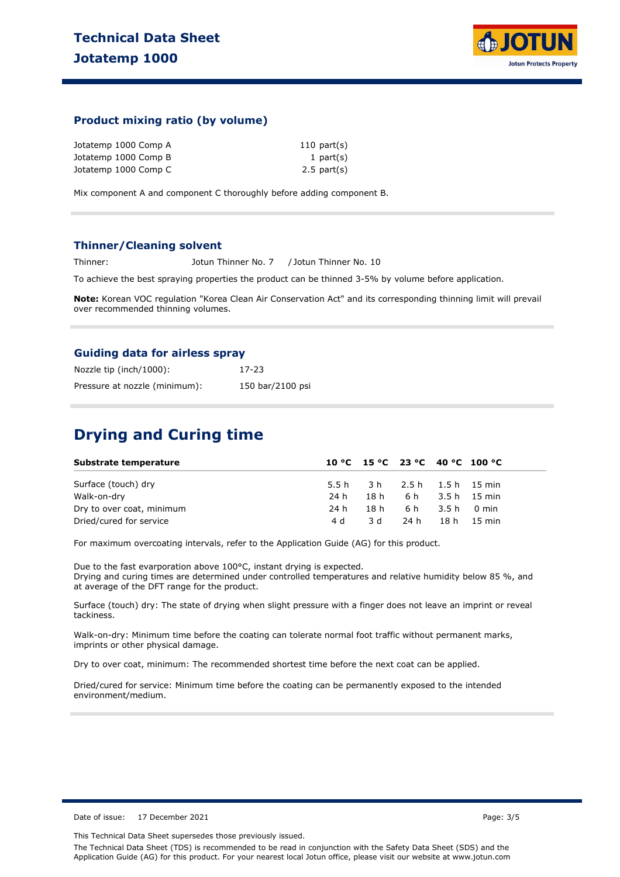### Product mixing ratio (by volume)

| | |
|---|---|
| Jotatemp 1000 Comp A | 110 part(s) |
| Jotatemp 1000 Comp B | 1 part(s) |
| Jotatemp 1000 Comp C | 2.5 part(s) |

Mix component A and component C thoroughly before adding component B.

### Thinner/Cleaning solvent

Thinner: Jotun Thinner No. 7 / Jotun Thinner No. 10

To achieve the best spraying properties the product can be thinned 3-5% by volume before application.

**Note:** Korean VOC regulation "Korea Clean Air Conservation Act" and its corresponding thinning limit will prevail over recommended thinning volumes.

### Guiding data for airless spray

| | |
|---|---|
| Nozzle tip (inch/1000): | 17-23 |
| Pressure at nozzle (minimum): | 150 bar/2100 psi |

## Drying and Curing time

| Substrate temperature | 10 °C | 15 °C | 23 °C | 40 °C | 100 °C |
|---|---|---|---|---|---|
| Surface (touch) dry | 5.5 h | 3 h | 2.5 h | 1.5 h | 15 min |
| Walk-on-dry | 24 h | 18 h | 6 h | 3.5 h | 15 min |
| Dry to over coat, minimum | 24 h | 18 h | 6 h | 3.5 h | 0 min |
| Dried/cured for service | 4 d | 3 d | 24 h | 18 h | 15 min |

For maximum overcoating intervals, refer to the Application Guide (AG) for this product.

Due to the fast evarporation above 100°C, instant drying is expected.
Drying and curing times are determined under controlled temperatures and relative humidity below 85 %, and at average of the DFT range for the product.

Surface (touch) dry: The state of drying when slight pressure with a finger does not leave an imprint or reveal tackiness.

Walk-on-dry: Minimum time before the coating can tolerate normal foot traffic without permanent marks, imprints or other physical damage.

Dry to over coat, minimum: The recommended shortest time before the next coat can be applied.

Dried/cured for service: Minimum time before the coating can be permanently exposed to the intended environment/medium.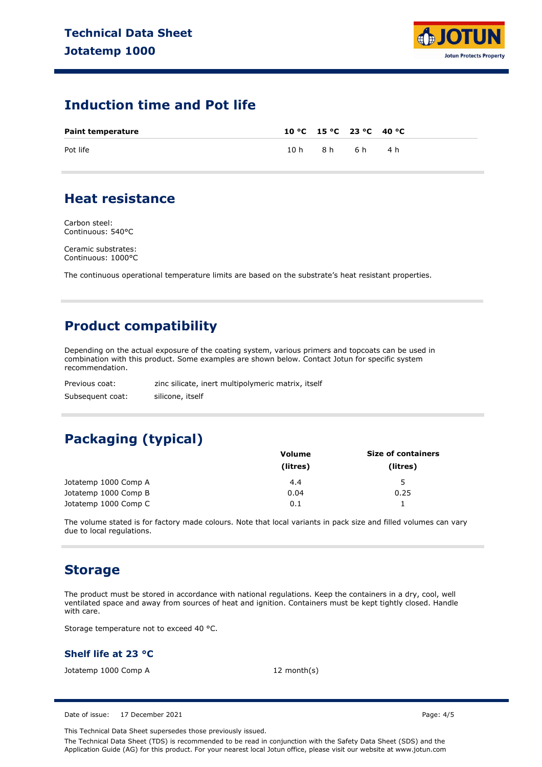## Induction time and Pot life

| Paint temperature | 10 °C | 15 °C | 23 °C | 40 °C |
|---|---|---|---|---|
| Pot life | 10 h | 8 h | 6 h | 4 h |

## Heat resistance

Carbon steel:
Continuous: 540°C

Ceramic substrates:
Continuous: 1000°C

The continuous operational temperature limits are based on the substrate's heat resistant properties.

## Product compatibility

Depending on the actual exposure of the coating system, various primers and topcoats can be used in combination with this product. Some examples are shown below. Contact Jotun for specific system recommendation.

| | |
|---|---|
| Previous coat: | zinc silicate, inert multipolymeric matrix, itself |
| Subsequent coat: | silicone, itself |

## Packaging (typical)

| | Volume (litres) | Size of containers (litres) |
|---|---|---|
| Jotatemp 1000 Comp A | 4.4 | 5 |
| Jotatemp 1000 Comp B | 0.04 | 0.25 |
| Jotatemp 1000 Comp C | 0.1 | 1 |

The volume stated is for factory made colours. Note that local variants in pack size and filled volumes can vary due to local regulations.

## Storage

The product must be stored in accordance with national regulations. Keep the containers in a dry, cool, well ventilated space and away from sources of heat and ignition. Containers must be kept tightly closed. Handle with care.

Storage temperature not to exceed 40 °C.

### Shelf life at 23 °C

| | |
|---|---|
| Jotatemp 1000 Comp A | 12 month(s) |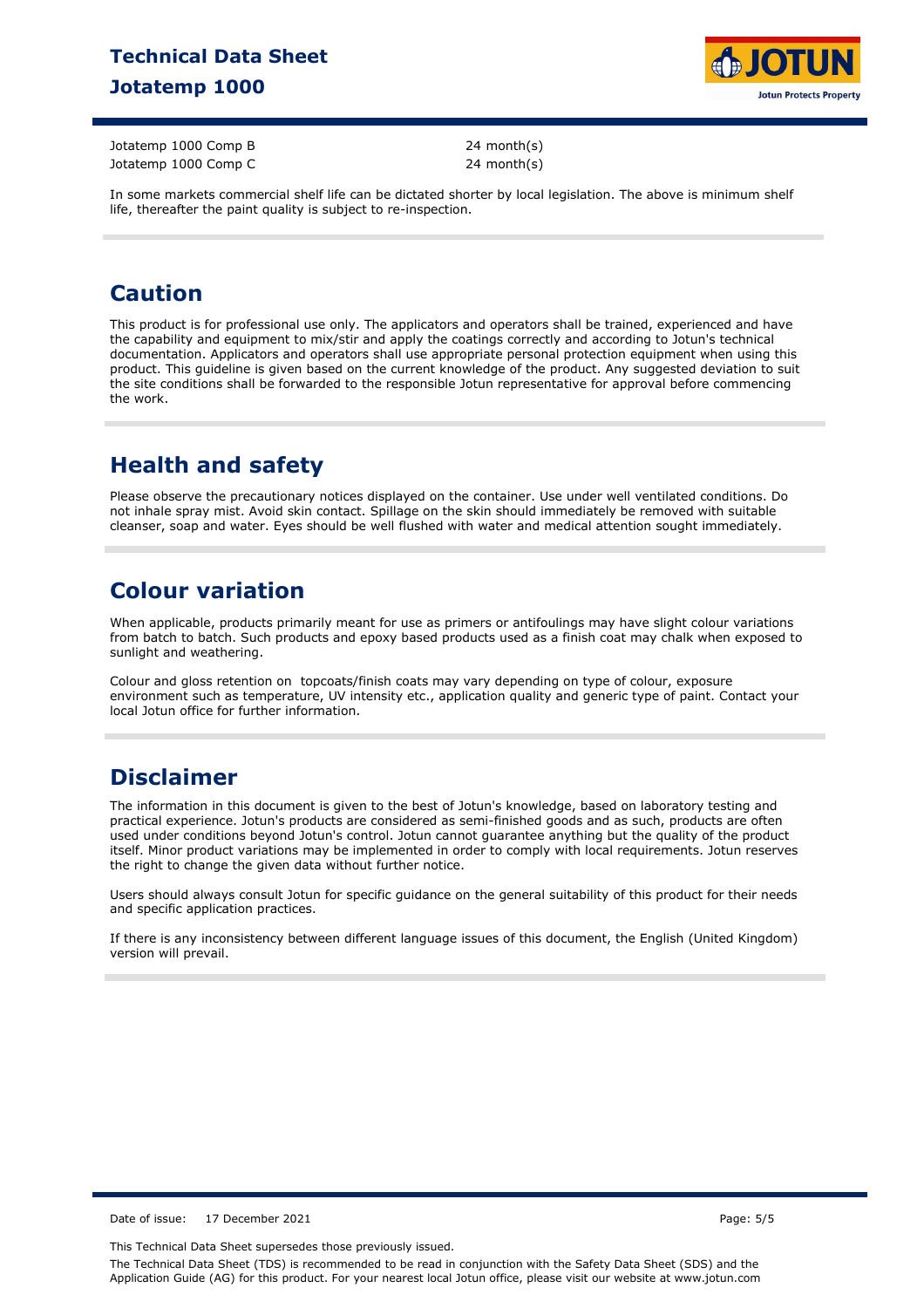| | |
|---|---|
| Jotatemp 1000 Comp B | 24 month(s) |
| Jotatemp 1000 Comp C | 24 month(s) |

In some markets commercial shelf life can be dictated shorter by local legislation. The above is minimum shelf life, thereafter the paint quality is subject to re-inspection.

## Caution

This product is for professional use only. The applicators and operators shall be trained, experienced and have the capability and equipment to mix/stir and apply the coatings correctly and according to Jotun's technical documentation. Applicators and operators shall use appropriate personal protection equipment when using this product. This guideline is given based on the current knowledge of the product. Any suggested deviation to suit the site conditions shall be forwarded to the responsible Jotun representative for approval before commencing the work.

## Health and safety

Please observe the precautionary notices displayed on the container. Use under well ventilated conditions. Do not inhale spray mist. Avoid skin contact. Spillage on the skin should immediately be removed with suitable cleanser, soap and water. Eyes should be well flushed with water and medical attention sought immediately.

## Colour variation

When applicable, products primarily meant for use as primers or antifoulings may have slight colour variations from batch to batch. Such products and epoxy based products used as a finish coat may chalk when exposed to sunlight and weathering.

Colour and gloss retention on topcoats/finish coats may vary depending on type of colour, exposure environment such as temperature, UV intensity etc., application quality and generic type of paint. Contact your local Jotun office for further information.

## Disclaimer

The information in this document is given to the best of Jotun's knowledge, based on laboratory testing and practical experience. Jotun's products are considered as semi-finished goods and as such, products are often used under conditions beyond Jotun's control. Jotun cannot guarantee anything but the quality of the product itself. Minor product variations may be implemented in order to comply with local requirements. Jotun reserves the right to change the given data without further notice.

Users should always consult Jotun for specific guidance on the general suitability of this product for their needs and specific application practices.

If there is any inconsistency between different language issues of this document, the English (United Kingdom) version will prevail.

Date of issue: 17 December 2021

This Technical Data Sheet supersedes those previously issued.

The Technical Data Sheet (TDS) is recommended to be read in conjunction with the Safety Data Sheet (SDS) and the Application Guide (AG) for this product. For your nearest local Jotun office, please visit our website at www.jotun.com